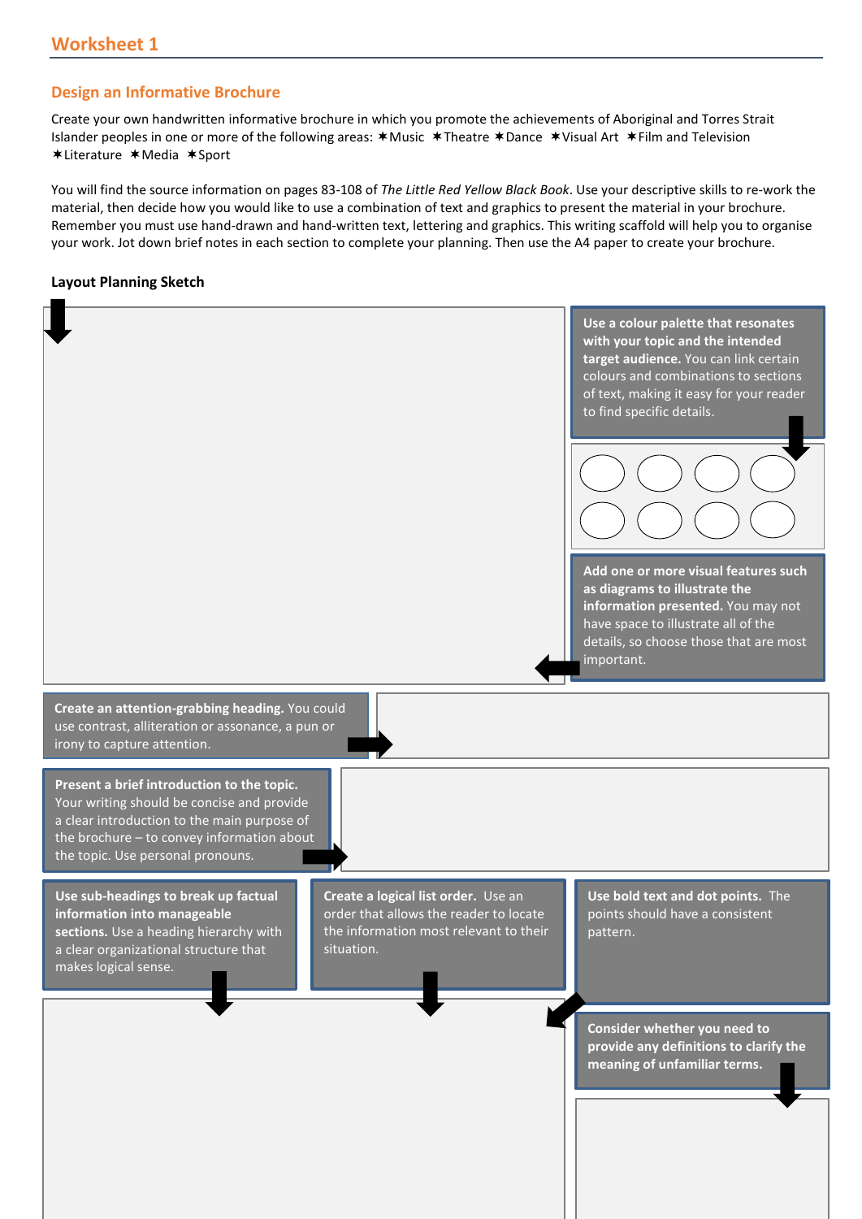# Worksheet 1

## Design an Informative Brochure

Create your own handwritten informative brochure in which you promote the achievements of Aboriginal and Torres Strait Islander peoples in one or more of the following areas: ✶Music ✶Theatre ✶Dance ✶Visual Art ✶Film and Television ✶Literature ✶Media ✶Sport

You will find the source information on pages 83-108 of *The Little Red Yellow Black Book*. Use your descriptive skills to re-work the material, then decide how you would like to use a combination of text and graphics to present the material in your brochure. Remember you must use hand-drawn and hand-written text, lettering and graphics. This writing scaffold will help you to organise your work. Jot down brief notes in each section to complete your planning. Then use the A4 paper to create your brochure.

### Layout Planning Sketch

**Use a colour palette that resonates with your topic and the intended target audience.** You can link certain colours and combinations to sections of text, making it easy for your reader to find specific details.

**Add one or more visual features such as diagrams to illustrate the information presented.** You may not have space to illustrate all of the details, so choose those that are most important.

**Create an attention-grabbing heading.** You could use contrast, alliteration or assonance, a pun or irony to capture attention.

**Present a brief introduction to the topic.** Your writing should be concise and provide a clear introduction to the main purpose of the brochure – to convey information about the topic. Use personal pronouns.

**Use sub-headings to break up factual information into manageable sections.** Use a heading hierarchy with a clear organizational structure that makes logical sense.

**Create a logical list order.** Use an order that allows the reader to locate the information most relevant to their situation.

**Use bold text and dot points.** The points should have a consistent pattern.

**Consider whether you need to provide any definitions to clarify the meaning of unfamiliar terms.**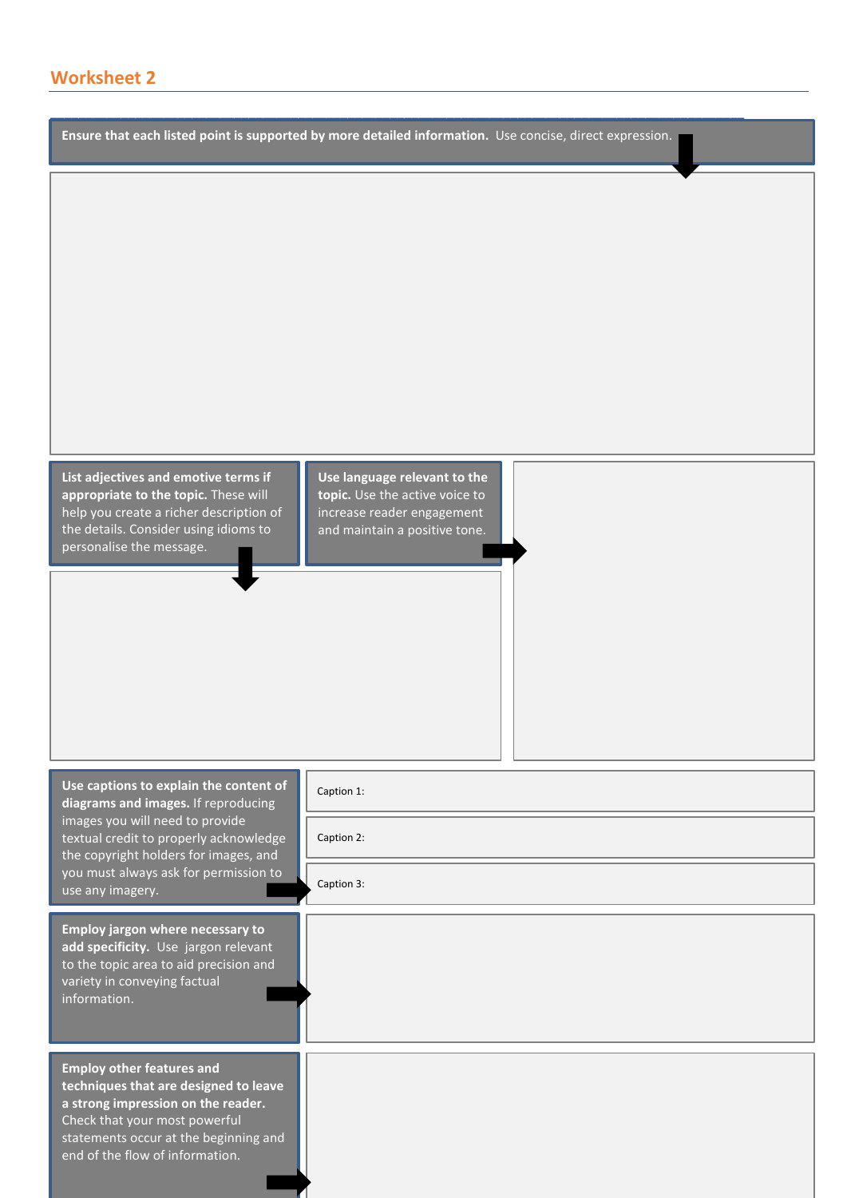## Worksheet 2

**Ensure that each listed point is supported by more detailed information.** Use concise, direct expression.

**List adjectives and emotive terms if appropriate to the topic.** These will help you create a richer description of the details. Consider using idioms to personalise the message.

**Use language relevant to the topic.** Use the active voice to increase reader engagement and maintain a positive tone.

**Use captions to explain the content of diagrams and images.** If reproducing images you will need to provide textual credit to properly acknowledge the copyright holders for images, and you must always ask for permission to use any imagery.

Caption 1:

Caption 2:

Caption 3:

**Employ jargon where necessary to add specificity.** Use jargon relevant to the topic area to aid precision and variety in conveying factual information.

**Employ other features and techniques that are designed to leave a strong impression on the reader.** Check that your most powerful statements occur at the beginning and end of the flow of information.